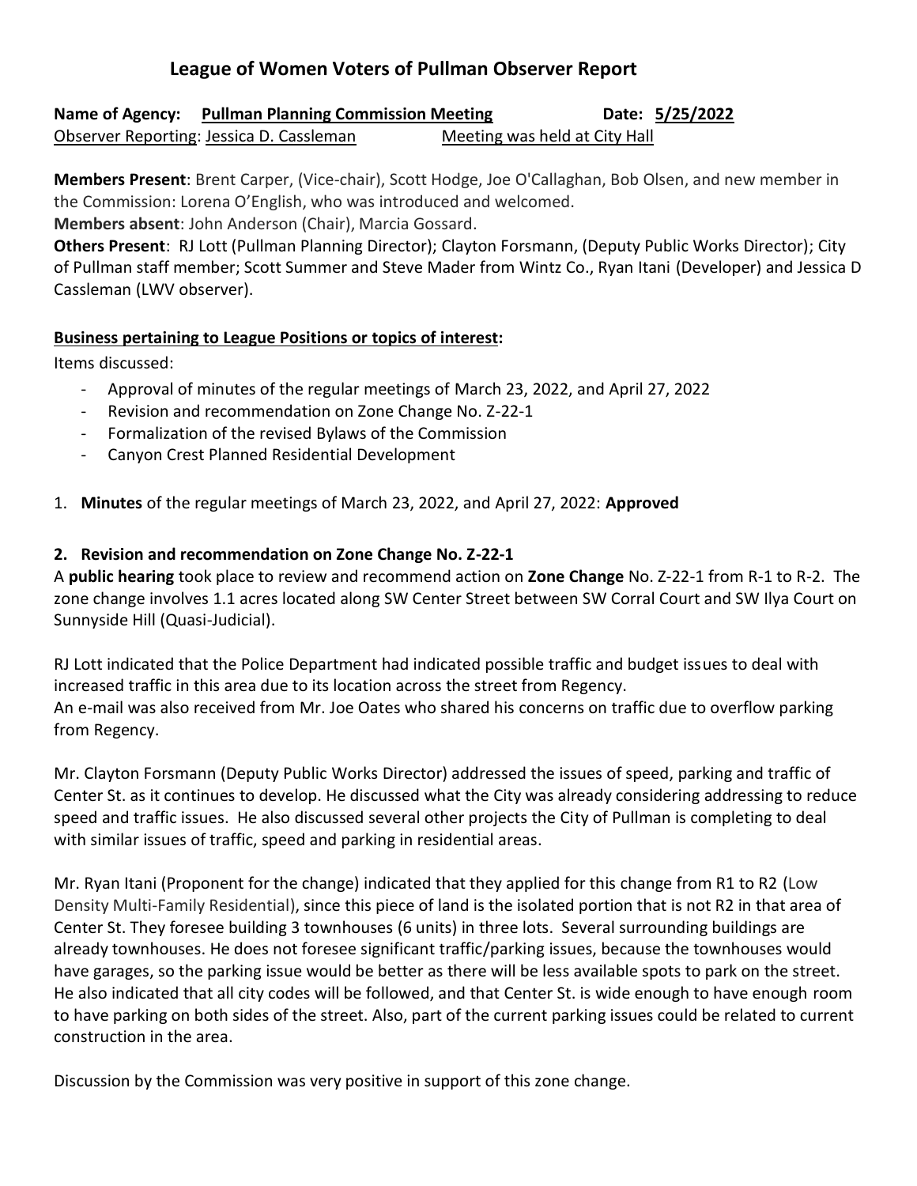# League of Women Voters of Pullman Observer Report

**Name of Agency:** **Pullman Planning Commission Meeting** **Date:** **5/25/2022**
Observer Reporting: Jessica D. Cassleman Meeting was held at City Hall

**Members Present**: Brent Carper, (Vice-chair), Scott Hodge, Joe O'Callaghan, Bob Olsen, and new member in the Commission: Lorena O'English, who was introduced and welcomed.
**Members absent**: John Anderson (Chair), Marcia Gossard.
**Others Present**: RJ Lott (Pullman Planning Director); Clayton Forsmann, (Deputy Public Works Director); City of Pullman staff member; Scott Summer and Steve Mader from Wintz Co., Ryan Itani (Developer) and Jessica D Cassleman (LWV observer).

**Business pertaining to League Positions or topics of interest:**

Items discussed:

- Approval of minutes of the regular meetings of March 23, 2022, and April 27, 2022
- Revision and recommendation on Zone Change No. Z-22-1
- Formalization of the revised Bylaws of the Commission
- Canyon Crest Planned Residential Development

1. **Minutes** of the regular meetings of March 23, 2022, and April 27, 2022: **Approved**

**2. Revision and recommendation on Zone Change No. Z-22-1**

A **public hearing** took place to review and recommend action on **Zone Change** No. Z-22-1 from R-1 to R-2. The zone change involves 1.1 acres located along SW Center Street between SW Corral Court and SW Ilya Court on Sunnyside Hill (Quasi-Judicial).

RJ Lott indicated that the Police Department had indicated possible traffic and budget issues to deal with increased traffic in this area due to its location across the street from Regency.
An e-mail was also received from Mr. Joe Oates who shared his concerns on traffic due to overflow parking from Regency.

Mr. Clayton Forsmann (Deputy Public Works Director) addressed the issues of speed, parking and traffic of Center St. as it continues to develop. He discussed what the City was already considering addressing to reduce speed and traffic issues. He also discussed several other projects the City of Pullman is completing to deal with similar issues of traffic, speed and parking in residential areas.

Mr. Ryan Itani (Proponent for the change) indicated that they applied for this change from R1 to R2 (Low Density Multi-Family Residential), since this piece of land is the isolated portion that is not R2 in that area of Center St. They foresee building 3 townhouses (6 units) in three lots. Several surrounding buildings are already townhouses. He does not foresee significant traffic/parking issues, because the townhouses would have garages, so the parking issue would be better as there will be less available spots to park on the street. He also indicated that all city codes will be followed, and that Center St. is wide enough to have enough room to have parking on both sides of the street. Also, part of the current parking issues could be related to current construction in the area.

Discussion by the Commission was very positive in support of this zone change.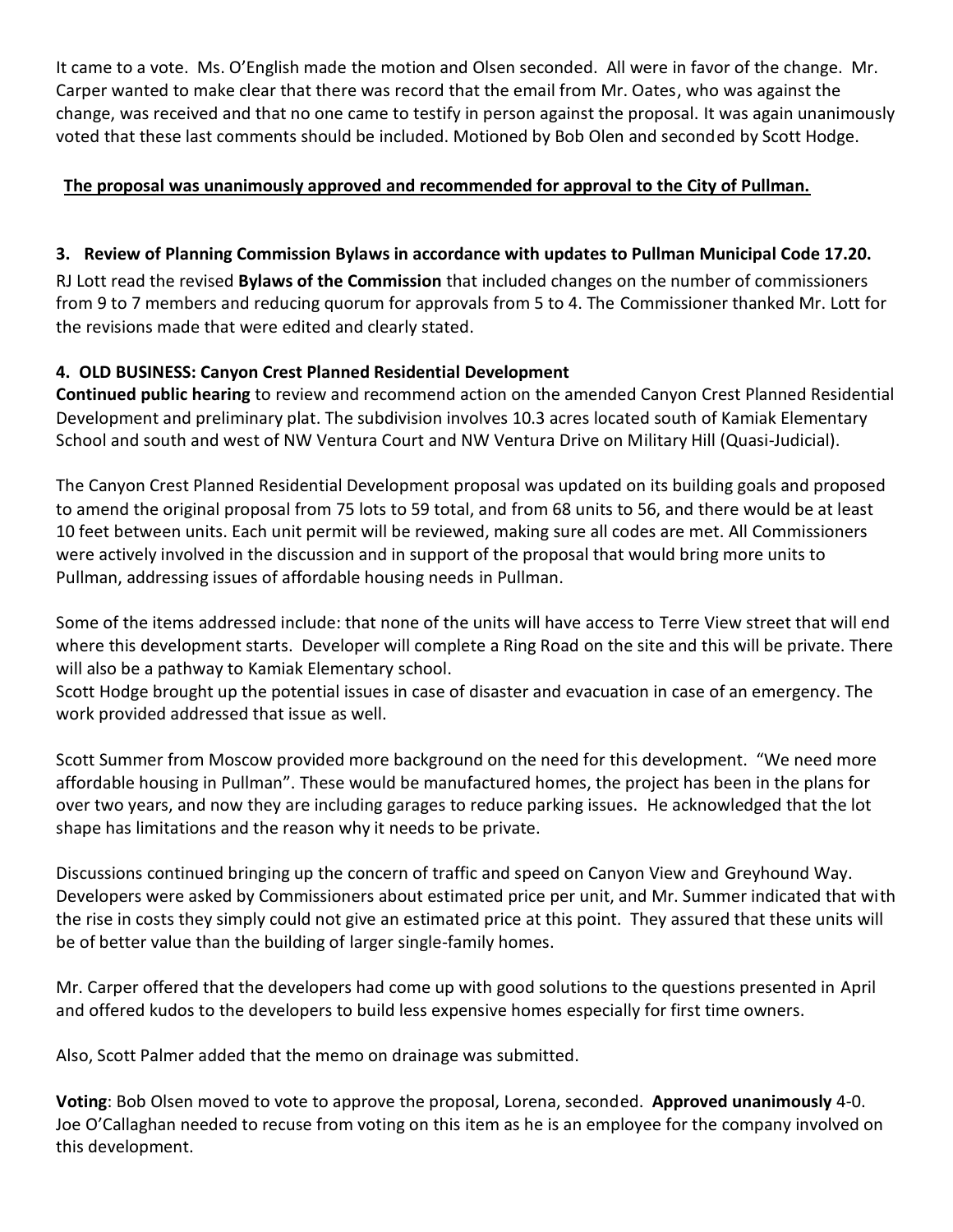It came to a vote. Ms. O'English made the motion and Olsen seconded. All were in favor of the change. Mr. Carper wanted to make clear that there was record that the email from Mr. Oates, who was against the change, was received and that no one came to testify in person against the proposal. It was again unanimously voted that these last comments should be included. Motioned by Bob Olen and seconded by Scott Hodge.

**<u>The proposal was unanimously approved and recommended for approval to the City of Pullman.</u>**

**3. Review of Planning Commission Bylaws in accordance with updates to Pullman Municipal Code 17.20.**

RJ Lott read the revised **Bylaws of the Commission** that included changes on the number of commissioners from 9 to 7 members and reducing quorum for approvals from 5 to 4. The Commissioner thanked Mr. Lott for the revisions made that were edited and clearly stated.

**4. OLD BUSINESS: Canyon Crest Planned Residential Development**

**Continued public hearing** to review and recommend action on the amended Canyon Crest Planned Residential Development and preliminary plat. The subdivision involves 10.3 acres located south of Kamiak Elementary School and south and west of NW Ventura Court and NW Ventura Drive on Military Hill (Quasi-Judicial).

The Canyon Crest Planned Residential Development proposal was updated on its building goals and proposed to amend the original proposal from 75 lots to 59 total, and from 68 units to 56, and there would be at least 10 feet between units. Each unit permit will be reviewed, making sure all codes are met. All Commissioners were actively involved in the discussion and in support of the proposal that would bring more units to Pullman, addressing issues of affordable housing needs in Pullman.

Some of the items addressed include: that none of the units will have access to Terre View street that will end where this development starts. Developer will complete a Ring Road on the site and this will be private. There will also be a pathway to Kamiak Elementary school.

Scott Hodge brought up the potential issues in case of disaster and evacuation in case of an emergency. The work provided addressed that issue as well.

Scott Summer from Moscow provided more background on the need for this development. "We need more affordable housing in Pullman". These would be manufactured homes, the project has been in the plans for over two years, and now they are including garages to reduce parking issues. He acknowledged that the lot shape has limitations and the reason why it needs to be private.

Discussions continued bringing up the concern of traffic and speed on Canyon View and Greyhound Way. Developers were asked by Commissioners about estimated price per unit, and Mr. Summer indicated that with the rise in costs they simply could not give an estimated price at this point. They assured that these units will be of better value than the building of larger single-family homes.

Mr. Carper offered that the developers had come up with good solutions to the questions presented in April and offered kudos to the developers to build less expensive homes especially for first time owners.

Also, Scott Palmer added that the memo on drainage was submitted.

**Voting**: Bob Olsen moved to vote to approve the proposal, Lorena, seconded. **Approved unanimously** 4-0. Joe O'Callaghan needed to recuse from voting on this item as he is an employee for the company involved on this development.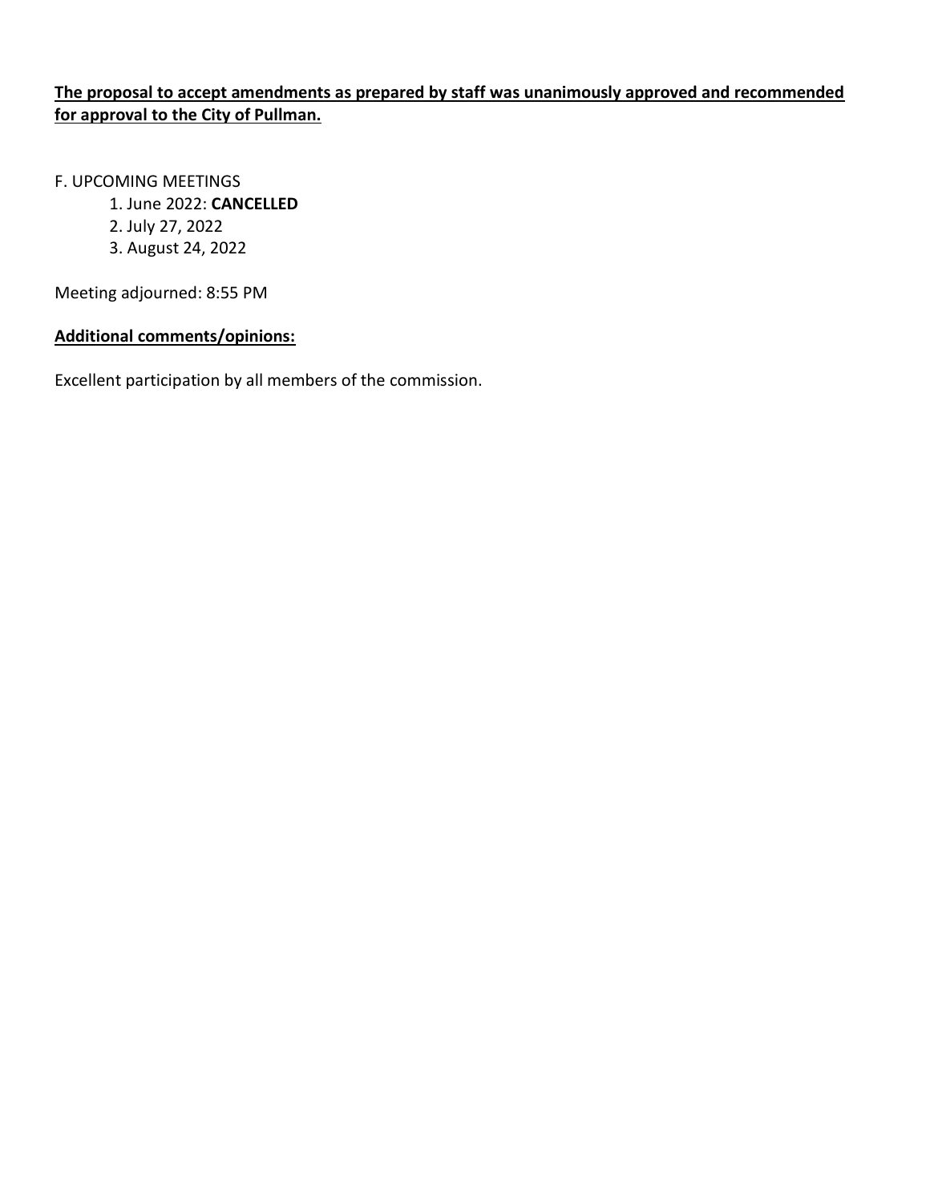**The proposal to accept amendments as prepared by staff was unanimously approved and recommended for approval to the City of Pullman.**

F. UPCOMING MEETINGS

1. June 2022: **CANCELLED**
2. July 27, 2022
3. August 24, 2022

Meeting adjourned: 8:55 PM

**Additional comments/opinions:**

Excellent participation by all members of the commission.